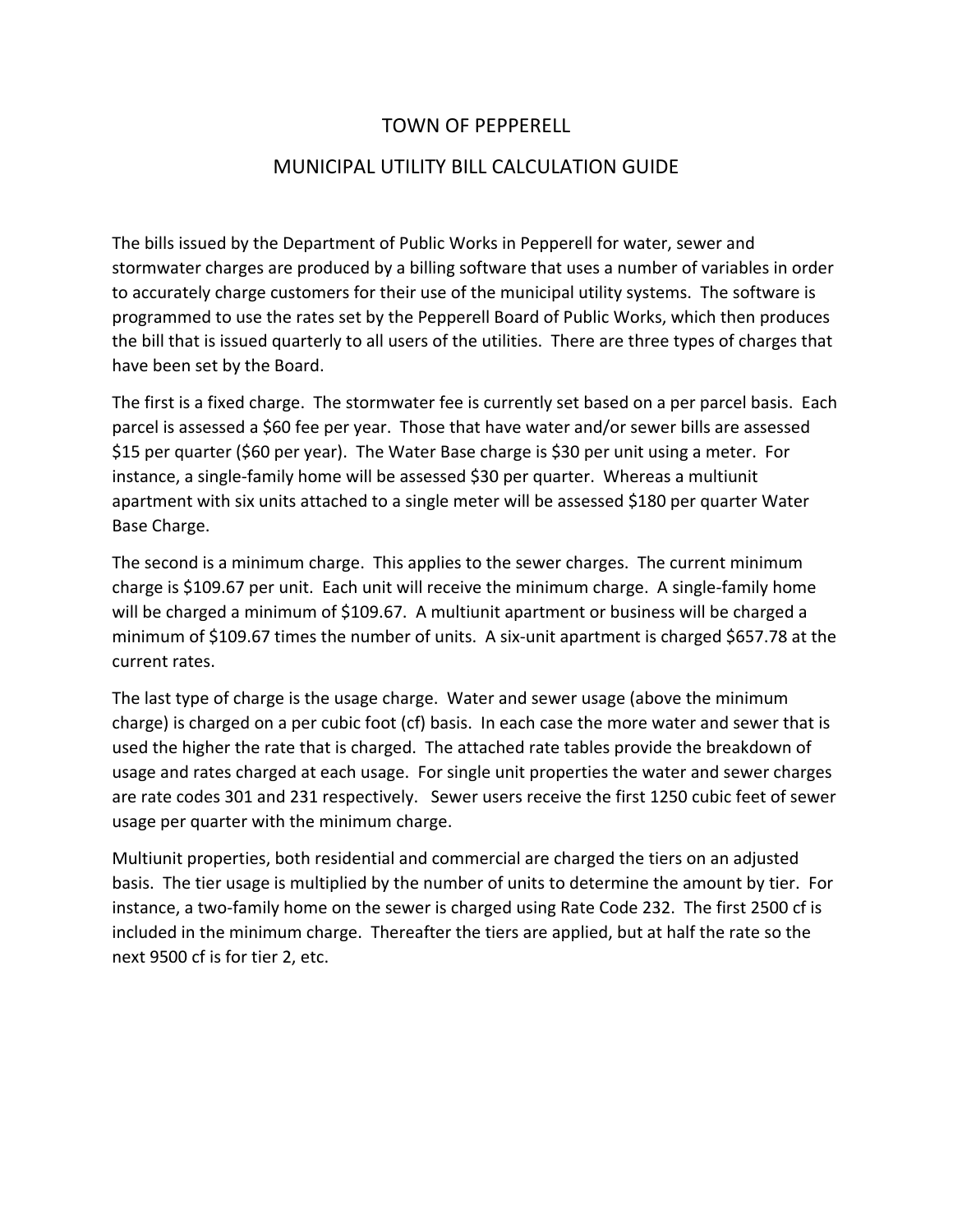# TOWN OF PEPPERELL

## MUNICIPAL UTILITY BILL CALCULATION GUIDE

The bills issued by the Department of Public Works in Pepperell for water, sewer and stormwater charges are produced by a billing software that uses a number of variables in order to accurately charge customers for their use of the municipal utility systems. The software is programmed to use the rates set by the Pepperell Board of Public Works, which then produces the bill that is issued quarterly to all users of the utilities. There are three types of charges that have been set by the Board.

The first is a fixed charge. The stormwater fee is currently set based on a per parcel basis. Each parcel is assessed a $60 fee per year. Those that have water and/or sewer bills are assessed $15 per quarter ($60 per year). The Water Base charge is $30 per unit using a meter. For instance, a single-family home will be assessed $30 per quarter. Whereas a multiunit apartment with six units attached to a single meter will be assessed $180 per quarter Water Base Charge.

The second is a minimum charge. This applies to the sewer charges. The current minimum charge is $109.67 per unit. Each unit will receive the minimum charge. A single-family home will be charged a minimum of $109.67. A multiunit apartment or business will be charged a minimum of $109.67 times the number of units. A six-unit apartment is charged $657.78 at the current rates.

The last type of charge is the usage charge. Water and sewer usage (above the minimum charge) is charged on a per cubic foot (cf) basis. In each case the more water and sewer that is used the higher the rate that is charged. The attached rate tables provide the breakdown of usage and rates charged at each usage. For single unit properties the water and sewer charges are rate codes 301 and 231 respectively. Sewer users receive the first 1250 cubic feet of sewer usage per quarter with the minimum charge.

Multiunit properties, both residential and commercial are charged the tiers on an adjusted basis. The tier usage is multiplied by the number of units to determine the amount by tier. For instance, a two-family home on the sewer is charged using Rate Code 232. The first 2500 cf is included in the minimum charge. Thereafter the tiers are applied, but at half the rate so the next 9500 cf is for tier 2, etc.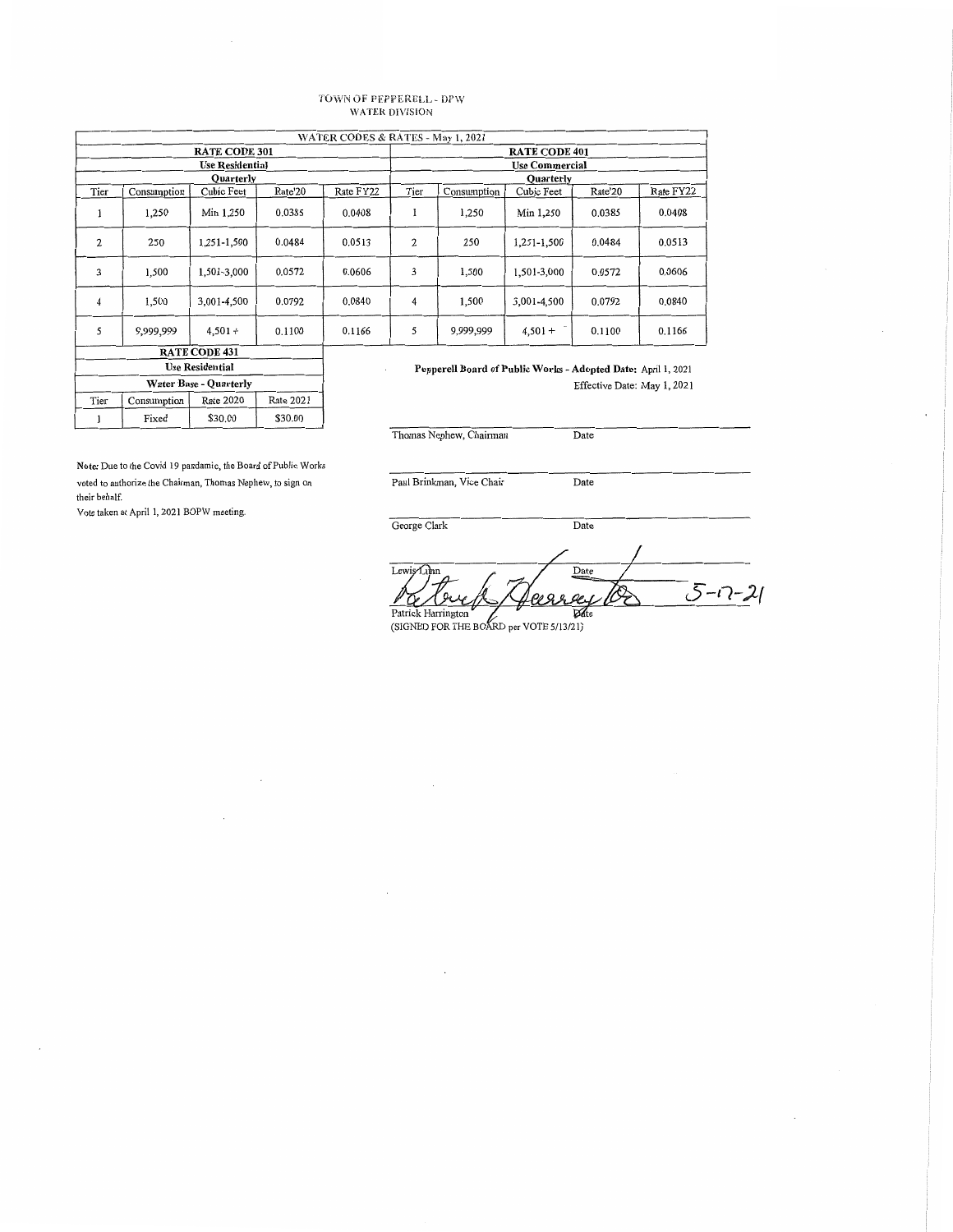TOWN OF PEPPERELL - DPW
WATER DIVISION

| WATER CODES & RATES - May 1, 2021 | | | | | | | | | |
|---|---|---|---|---|---|---|---|---|---|
| **RATE CODE 301** | | | | | **RATE CODE 401** | | | | |
| **Use Residential** | | | | | **Use Commercial** | | | | |
| **Quarterly** | | | | | **Quarterly** | | | | |
| Tier | Consumption | Cubic Feet | Rate'20 | Rate FY22 | Tier | Consumption | Cubic Feet | Rate'20 | Rate FY22 |
| 1 | 1,250 | Min 1,250 | 0.0385 | 0.0408 | 1 | 1,250 | Min 1,250 | 0.0385 | 0.0408 |
| 2 | 250 | 1,251-1,500 | 0.0484 | 0.0513 | 2 | 250 | 1,251-1,500 | 0.0484 | 0.0513 |
| 3 | 1,500 | 1,501-3,000 | 0.0572 | 0.0606 | 3 | 1,500 | 1,501-3,000 | 0.0572 | 0.0606 |
| 4 | 1,500 | 3,001-4,500 | 0.0792 | 0.0840 | 4 | 1,500 | 3,001-4,500 | 0.0792 | 0.0840 |
| 5 | 9,999,999 | 4,501 + | 0.1100 | 0.1166 | 5 | 9,999,999 | 4,501 + | 0.1100 | 0.1166 |

| RATE CODE 431 | | | |
|---|---|---|---|
| **Use Residential** | | | |
| **Water Base - Quarterly** | | | |
| Tier | Consumption | Rate 2020 | Rate 2021 |
| 1 | Fixed | $30.00 | $30.00 |

**Pepperell Board of Public Works - Adopted Date:** April 1, 2021
Effective Date: May 1, 2021

Thomas Nephew, Chairman — Date

Paul Brinkman, Vice Chair — Date

George Clark — Date

Lewis Lunn — Date

Patrick Harrington — Date 5-17-21
(SIGNED FOR THE BOARD per VOTE 5/13/21)

**Note:** Due to the Covid 19 pandemic, the Board of Public Works voted to authorize the Chairman, Thomas Nephew, to sign on their behalf.
Vote taken at April 1, 2021 BOPW meeting.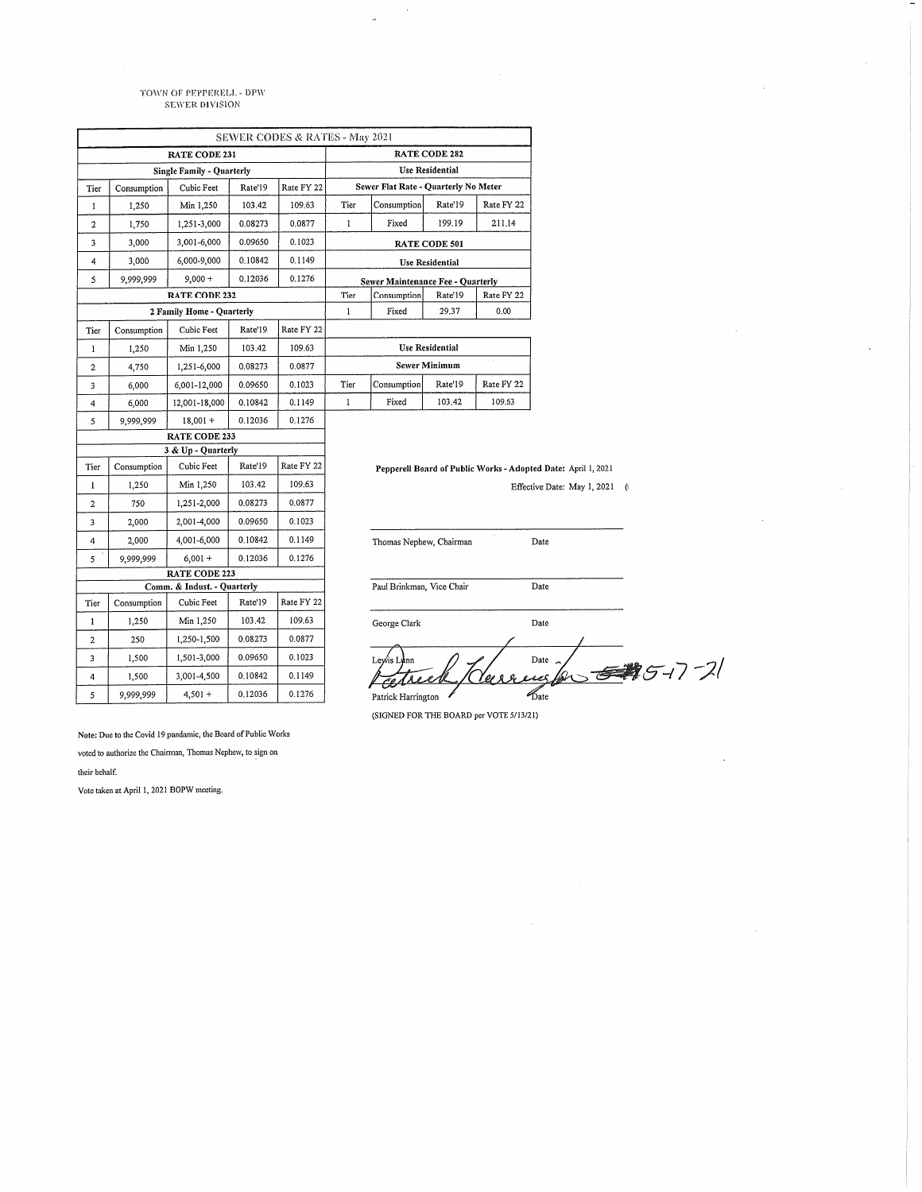TOWN OF PEPPERELL - DPW
SEWER DIVISION

## SEWER CODES & RATES - May 2021

**RATE CODE 231**
**Single Family - Quarterly**

| Tier | Consumption | Cubic Feet | Rate'19 | Rate FY 22 |
|---|---|---|---|---|
| 1 | 1,250 | Min 1,250 | 103.42 | 109.63 |
| 2 | 1,750 | 1,251-3,000 | 0.08273 | 0.0877 |
| 3 | 3,000 | 3,001-6,000 | 0.09650 | 0.1023 |
| 4 | 3,000 | 6,000-9,000 | 0.10842 | 0.1149 |
| 5 | 9,999,999 | 9,000 + | 0.12036 | 0.1276 |

**RATE CODE 232**
**2 Family Home - Quarterly**

| Tier | Consumption | Cubic Feet | Rate'19 | Rate FY 22 |
|---|---|---|---|---|
| 1 | 1,250 | Min 1,250 | 103.42 | 109.63 |
| 2 | 4,750 | 1,251-6,000 | 0.08273 | 0.0877 |
| 3 | 6,000 | 6,001-12,000 | 0.09650 | 0.1023 |
| 4 | 6,000 | 12,001-18,000 | 0.10842 | 0.1149 |
| 5 | 9,999,999 | 18,001 + | 0.12036 | 0.1276 |

**RATE CODE 233**
**3 & Up - Quarterly**

| Tier | Consumption | Cubic Feet | Rate'19 | Rate FY 22 |
|---|---|---|---|---|
| 1 | 1,250 | Min 1,250 | 103.42 | 109.63 |
| 2 | 750 | 1,251-2,000 | 0.08273 | 0.0877 |
| 3 | 2,000 | 2,001-4,000 | 0.09650 | 0.1023 |
| 4 | 2,000 | 4,001-6,000 | 0.10842 | 0.1149 |
| 5 | 9,999,999 | 6,001 + | 0.12036 | 0.1276 |

**RATE CODE 223**
**Comm. & Indust. - Quarterly**

| Tier | Consumption | Cubic Feet | Rate'19 | Rate FY 22 |
|---|---|---|---|---|
| 1 | 1,250 | Min 1,250 | 103.42 | 109.63 |
| 2 | 250 | 1,250-1,500 | 0.08273 | 0.0877 |
| 3 | 1,500 | 1,501-3,000 | 0.09650 | 0.1023 |
| 4 | 1,500 | 3,001-4,500 | 0.10842 | 0.1149 |
| 5 | 9,999,999 | 4,501 + | 0.12036 | 0.1276 |

**RATE CODE 282**
**Use Residential**
**Sewer Flat Rate - Quarterly No Meter**

| Tier | Consumption | Rate'19 | Rate FY 22 |
|---|---|---|---|
| 1 | Fixed | 199.19 | 211.14 |

**RATE CODE 501**
**Use Residential**
**Sewer Maintenance Fee - Quarterly**

| Tier | Consumption | Rate'19 | Rate FY 22 |
|---|---|---|---|
| 1 | Fixed | 29.37 | 0.00 |

**Use Residential**
**Sewer Minimum**

| Tier | Consumption | Rate'19 | Rate FY 22 |
|---|---|---|---|
| 1 | Fixed | 103.42 | 109.63 |

**Pepperell Board of Public Works - Adopted Date:** April 1, 2021

Effective Date: May 1, 2021

Thomas Nephew, Chairman — Date

Paul Brinkman, Vice Chair — Date

George Clark — Date

Lewis Lunn — Date

Patrick Harrington — Date  5-17-21

(SIGNED FOR THE BOARD per VOTE 5/13/21)

Note: Due to the Covid 19 pandamic, the Board of Public Works voted to authorize the Chairman, Thomas Nephew, to sign on their behalf.

Vote taken at April 1, 2021 BOPW meeting.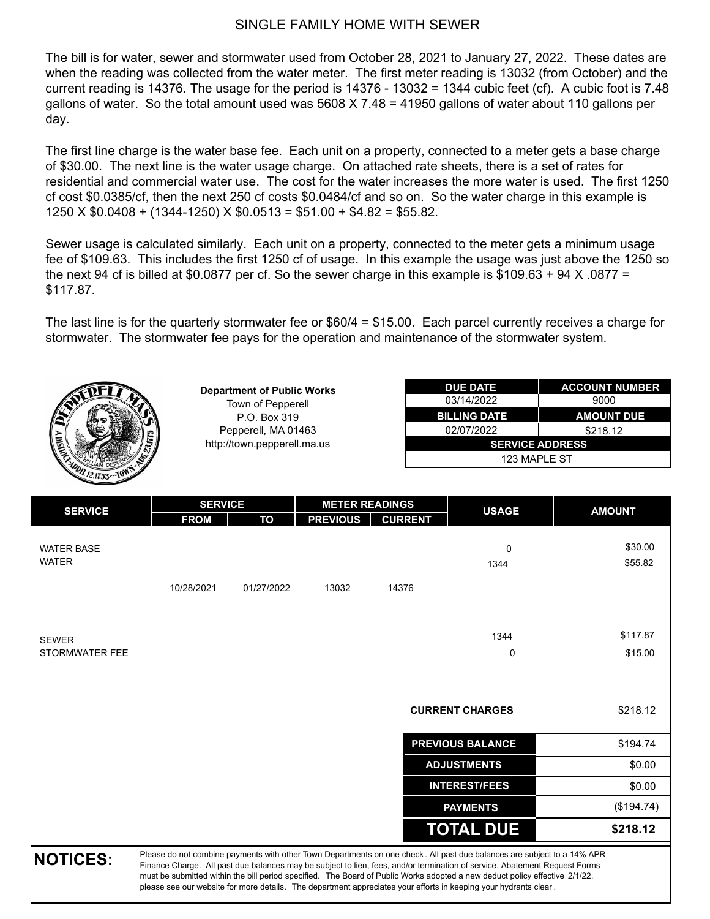# SINGLE FAMILY HOME WITH SEWER

The bill is for water, sewer and stormwater used from October 28, 2021 to January 27, 2022. These dates are when the reading was collected from the water meter. The first meter reading is 13032 (from October) and the current reading is 14376. The usage for the period is 14376 - 13032 = 1344 cubic feet (cf). A cubic foot is 7.48 gallons of water. So the total amount used was 5608 X 7.48 = 41950 gallons of water about 110 gallons per day.

The first line charge is the water base fee. Each unit on a property, connected to a meter gets a base charge of $30.00. The next line is the water usage charge. On attached rate sheets, there is a set of rates for residential and commercial water use. The cost for the water increases the more water is used. The first 1250 cf cost $0.0385/cf, then the next 250 cf costs $0.0484/cf and so on. So the water charge in this example is 1250 X $0.0408 + (1344-1250) X $0.0513 = $51.00 + $4.82 = $55.82.

Sewer usage is calculated similarly. Each unit on a property, connected to the meter gets a minimum usage fee of $109.63. This includes the first 1250 cf of usage. In this example the usage was just above the 1250 so the next 94 cf is billed at $0.0877 per cf. So the sewer charge in this example is $109.63 + 94 X .0877 = $117.87.

The last line is for the quarterly stormwater fee or $60/4 = $15.00. Each parcel currently receives a charge for stormwater. The stormwater fee pays for the operation and maintenance of the stormwater system.

**Department of Public Works**
Town of Pepperell
P.O. Box 319
Pepperell, MA 01463
http://town.pepperell.ma.us

| DUE DATE | ACCOUNT NUMBER |
|---|---|
| 03/14/2022 | 9000 |
| **BILLING DATE** | **AMOUNT DUE** |
| 02/07/2022 | $218.12 |
| **SERVICE ADDRESS** | |
| 123 MAPLE ST | |

| SERVICE | SERVICE FROM | SERVICE TO | METER READINGS PREVIOUS | METER READINGS CURRENT | USAGE | AMOUNT |
|---|---|---|---|---|---|---|
| WATER BASE | | | | | 0 | $30.00 |
| WATER | | | | | 1344 | $55.82 |
| | 10/28/2021 | 01/27/2022 | 13032 | 14376 | | |
| SEWER | | | | | 1344 | $117.87 |
| STORMWATER FEE | | | | | 0 | $15.00 |

| | |
|---|---|
| **CURRENT CHARGES** | $218.12 |
| **PREVIOUS BALANCE** | $194.74 |
| **ADJUSTMENTS** | $0.00 |
| **INTEREST/FEES** | $0.00 |
| **PAYMENTS** | ($194.74) |
| **TOTAL DUE** | **$218.12** |

**NOTICES:** Please do not combine payments with other Town Departments on one check. All past due balances are subject to a 14% APR Finance Charge. All past due balances may be subject to lien, fees, and/or termination of service. Abatement Request Forms must be submitted within the bill period specified. The Board of Public Works adopted a new deduct policy effective 2/1/22, please see our website for more details. The department appreciates your efforts in keeping your hydrants clear.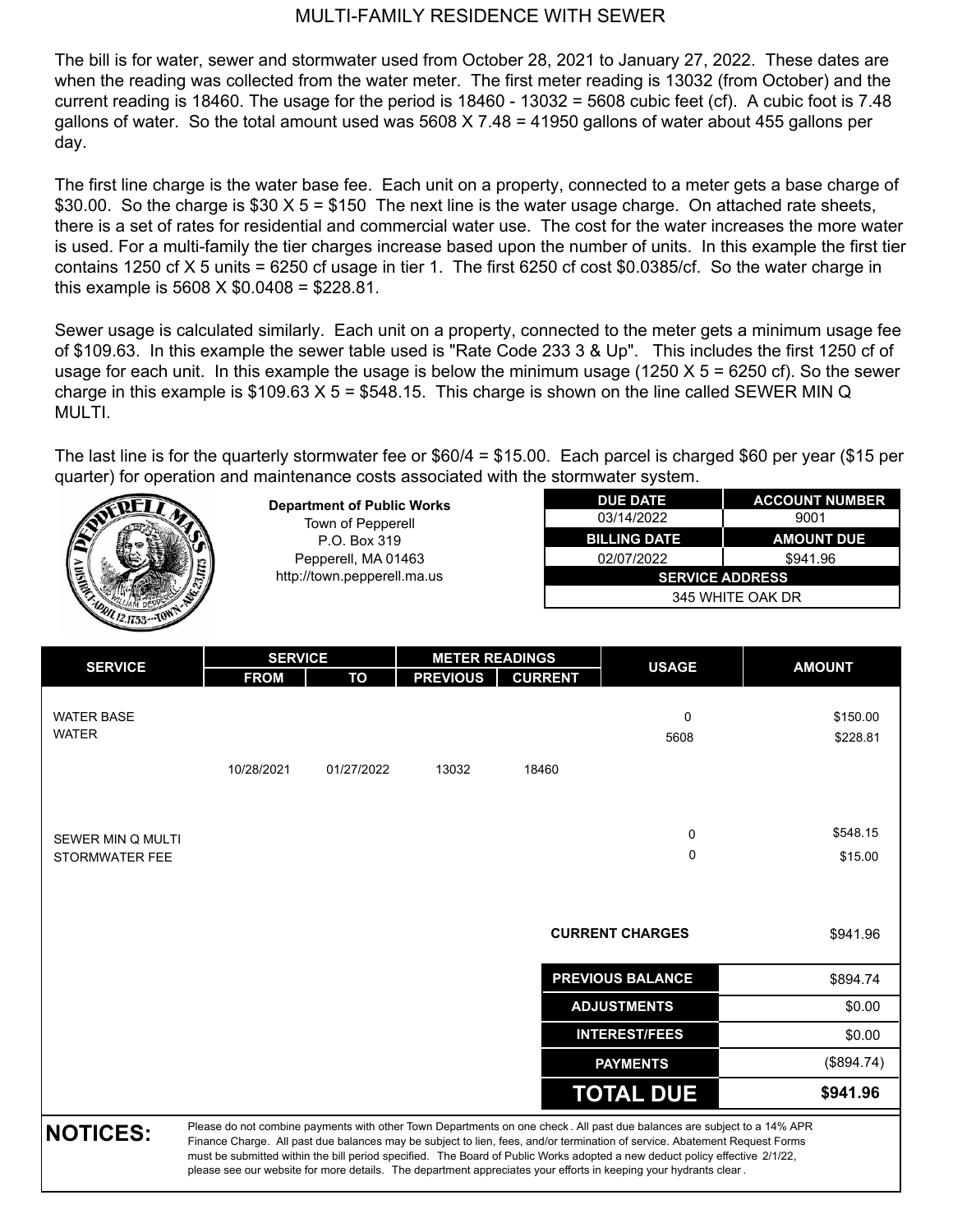# MULTI-FAMILY RESIDENCE WITH SEWER

The bill is for water, sewer and stormwater used from October 28, 2021 to January 27, 2022. These dates are when the reading was collected from the water meter. The first meter reading is 13032 (from October) and the current reading is 18460. The usage for the period is 18460 - 13032 = 5608 cubic feet (cf). A cubic foot is 7.48 gallons of water. So the total amount used was 5608 X 7.48 = 41950 gallons of water about 455 gallons per day.

The first line charge is the water base fee. Each unit on a property, connected to a meter gets a base charge of $30.00. So the charge is $30 X 5 = $150 The next line is the water usage charge. On attached rate sheets, there is a set of rates for residential and commercial water use. The cost for the water increases the more water is used. For a multi-family the tier charges increase based upon the number of units. In this example the first tier contains 1250 cf X 5 units = 6250 cf usage in tier 1. The first 6250 cf cost $0.0385/cf. So the water charge in this example is 5608 X $0.0408 = $228.81.

Sewer usage is calculated similarly. Each unit on a property, connected to the meter gets a minimum usage fee of $109.63. In this example the sewer table used is "Rate Code 233 3 & Up". This includes the first 1250 cf of usage for each unit. In this example the usage is below the minimum usage (1250 X 5 = 6250 cf). So the sewer charge in this example is $109.63 X 5 = $548.15. This charge is shown on the line called SEWER MIN Q MULTI.

The last line is for the quarterly stormwater fee or $60/4 = $15.00. Each parcel is charged $60 per year ($15 per quarter) for operation and maintenance costs associated with the stormwater system.

**Department of Public Works**
Town of Pepperell
P.O. Box 319
Pepperell, MA 01463
http://town.pepperell.ma.us

| DUE DATE | ACCOUNT NUMBER |
|---|---|
| 03/14/2022 | 9001 |
| **BILLING DATE** | **AMOUNT DUE** |
| 02/07/2022 | $941.96 |
| **SERVICE ADDRESS** | |
| 345 WHITE OAK DR | |

| SERVICE | SERVICE | | METER READINGS | | USAGE | AMOUNT |
|---|---|---|---|---|---|---|
| | FROM | TO | PREVIOUS | CURRENT | | |
| WATER BASE | | | | | 0 | $150.00 |
| WATER | | | | | 5608 | $228.81 |
| | 10/28/2021 | 01/27/2022 | 13032 | 18460 | | |
| SEWER MIN Q MULTI | | | | | 0 | $548.15 |
| STORMWATER FEE | | | | | 0 | $15.00 |

| | |
|---|---|
| CURRENT CHARGES | $941.96 |
| PREVIOUS BALANCE | $894.74 |
| ADJUSTMENTS | $0.00 |
| INTEREST/FEES | $0.00 |
| PAYMENTS | ($894.74) |
| **TOTAL DUE** | **$941.96** |

**NOTICES:** Please do not combine payments with other Town Departments on one check. All past due balances are subject to a 14% APR Finance Charge. All past due balances may be subject to lien, fees, and/or termination of service. Abatement Request Forms must be submitted within the bill period specified. The Board of Public Works adopted a new deduct policy effective 2/1/22, please see our website for more details. The department appreciates your efforts in keeping your hydrants clear.